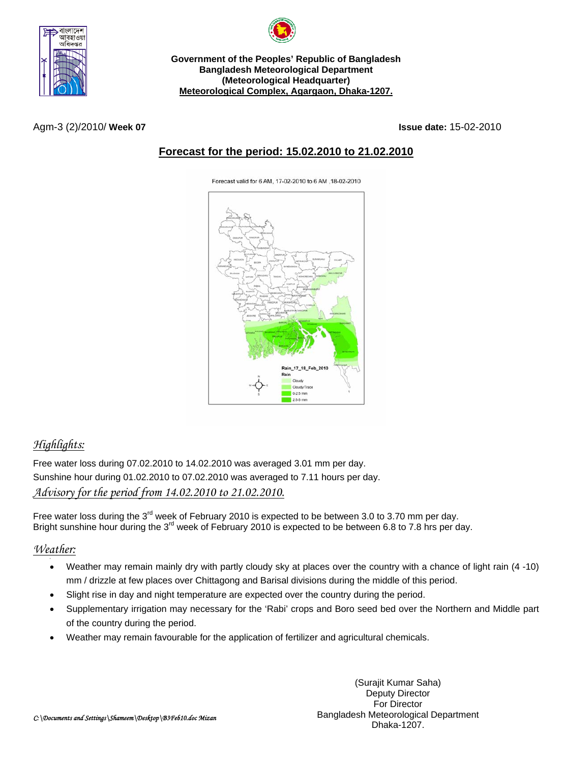**Government of the Peoples' Republic of Bangladesh**
**Bangladesh Meteorological Department**
**(Meteorological Headquarter)**
**Meteorological Complex, Agargaon, Dhaka-1207.**

Agm-3 (2)/2010/ **Week 07** **Issue date:** 15-02-2010

## Forecast for the period: 15.02.2010 to 21.02.2010

Forecast valid for 6 AM, 17-02-2010 to 6 AM ,18-02-2010

## *Highlights:*

Free water loss during 07.02.2010 to 14.02.2010 was averaged 3.01 mm per day.
Sunshine hour during 01.02.2010 to 07.02.2010 was averaged to 7.11 hours per day.

## *Advisory for the period from 14.02.2010 to 21.02.2010.*

Free water loss during the 3rd week of February 2010 is expected to be between 3.0 to 3.70 mm per day.
Bright sunshine hour during the 3rd week of February 2010 is expected to be between 6.8 to 7.8 hrs per day.

## *Weather:*

- Weather may remain mainly dry with partly cloudy sky at places over the country with a chance of light rain (4 -10) mm / drizzle at few places over Chittagong and Barisal divisions during the middle of this period.
- Slight rise in day and night temperature are expected over the country during the period.
- Supplementary irrigation may necessary for the 'Rabi' crops and Boro seed bed over the Northern and Middle part of the country during the period.
- Weather may remain favourable for the application of fertilizer and agricultural chemicals.

(Surajit Kumar Saha)
Deputy Director
For Director
Bangladesh Meteorological Department
Dhaka-1207.

*C:\Documents and Settings\Shameem\Desktop\B3Feb10.doc Mizan*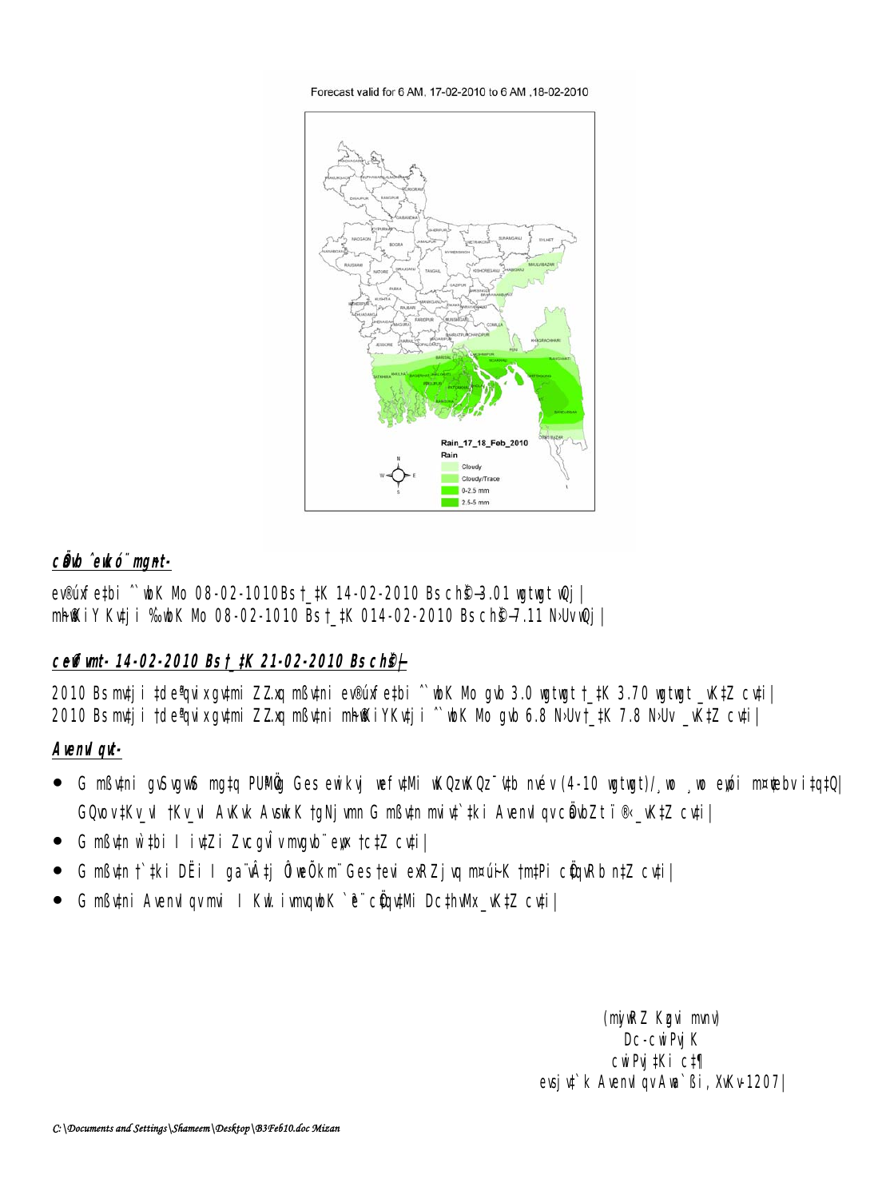Forecast valid for 6 AM, 17-02-2010 to 6 AM ,18-02-2010

Rain_17_18_Feb_2010

Rain

Cloudy

Cloudy/Trace

0-2.5 mm

2.5-5 mm

## ***cÖvb ˆewkó¨ mg~n-***

ev®úxfe‡bi ˆ`wbK Mo 08-02-1010 Bs †_‡K 14-02-2010 Bs ch©š— 3.01 wgtwgt wQj|
mh©wKiY Kv‡ji ‰`wbK Mo 08-02-1010 Bs †_‡K 014-02-2010 Bs ch©š— 7.11 N›Uv wQj|

## ***ceŸ©vfvm- 14-02-2010 Bs †_‡K 21-02-2010 Bs ch©š—***

2010 Bs mv‡ji †de«qvix gv‡mi ZZxq mßv‡ni ev®úxfe‡bi ˆ`wbK Mo gvb 3.0 wgtwgt †_‡K 3.70 wgtwgt _vK‡Z cv‡i|
2010 Bs mv‡ji †de«qvix gv‡mi ZZxq mßv‡ni mh©wKiYKv‡ji ˆ`wbK Mo gvb 6.8 N›Uv †_‡K 7.8 N›Uv _vK‡Z cv‡i|

## ***Avenvlqv-***

- G mßv‡ni gvSvgvwS mg‡q PÆMÖvg Ges ewikvj wefv‡Mi wKQzwKQz¯'v‡b nvév (4-10 wgtwgt)/¸wo ¸wo e„wói m¤¢vebv i‡q‡Q| GQvov †Kv_vI †Kv_vI AvKvk AvswkK †gNjvmn G mßv‡n mviv‡`‡ki Avenvlqv cÖavbZt ï®‹ _vK‡Z cv‡i|
- G mßv‡n w`‡bi I iv‡Zi Zvcgvòv mvgvb¨ e„w× †c‡Z cv‡i|
- G mßv‡n †`‡ki DËi I ga¨vÂ‡j Ômwš¿kn¨ Ges †evi‡Zjv m¤¢ú~K †m‡Pi cÖ‡qvRb n‡Z cv‡i|
- G mßv‡ni Avenvlqv mvi I KxU. ivmvqwbK `ª¨ cÖ‡qv‡Mi Dc‡hvMx _vK‡Z cv‡i|

(mjyvRZ Kgvi mvnv)
Dc-cwiPvjK
cwiPvj‡Ki c‡¶
evsjv‡`k Avenvlqv Awa`ßi, XvKv-1207|

*C:\Documents and Settings\Shameem\Desktop\B3Feb10.doc Mizan*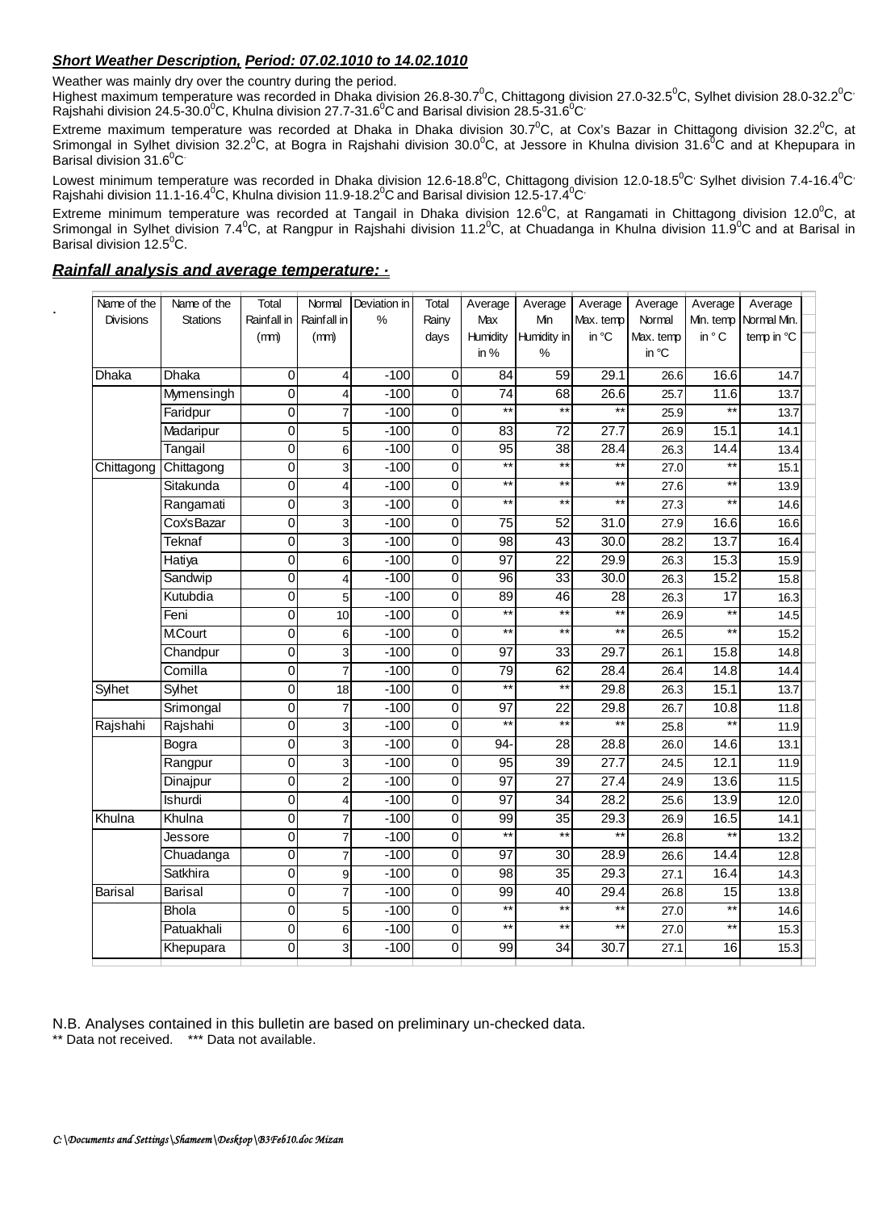***Short Weather Description, Period: 07.02.1010 to 14.02.1010***

Weather was mainly dry over the country during the period.
Highest maximum temperature was recorded in Dhaka division 26.8-30.7$^0$C, Chittagong division 27.0-32.5$^0$C, Sylhet division 28.0-32.2$^0$C, Rajshahi division 24.5-30.0$^0$C, Khulna division 27.7-31.6$^0$C and Barisal division 28.5-31.6$^0$C.

Extreme maximum temperature was recorded at Dhaka in Dhaka division 30.7$^0$C, at Cox's Bazar in Chittagong division 32.2$^0$C, at Srimongal in Sylhet division 32.2$^0$C, at Bogra in Rajshahi division 30.0$^0$C, at Jessore in Khulna division 31.6$^0$C and at Khepupara in Barisal division 31.6$^0$C.

Lowest minimum temperature was recorded in Dhaka division 12.6-18.8$^0$C, Chittagong division 12.0-18.5$^0$C Sylhet division 7.4-16.4$^0$C, Rajshahi division 11.1-16.4$^0$C, Khulna division 11.9-18.2$^0$C and Barisal division 12.5-17.4$^0$C.

Extreme minimum temperature was recorded at Tangail in Dhaka division 12.6$^0$C, at Rangamati in Chittagong division 12.0$^0$C, at Srimongal in Sylhet division 7.4$^0$C, at Rangpur in Rajshahi division 11.2$^0$C, at Chuadanga in Khulna division 11.9$^0$C and at Barisal in Barisal division 12.5$^0$C.

***Rainfall analysis and average temperature:***

| Name of the Divisions | Name of the Stations | Total Rainfall in (mm) | Normal Rainfall in (mm) | Deviation in % | Total Rainy days | Average Max Humidity in % | Average Min Humidity in % | Average Max. temp in °C | Average Normal Max. temp in °C | Average Min. temp in ° C | Average Normal Min. temp in °C |
|---|---|---|---|---|---|---|---|---|---|---|---|
| Dhaka | Dhaka | 0 | 4 | -100 | 0 | 84 | 59 | 29.1 | 26.6 | 16.6 | 14.7 |
| | Mymensingh | 0 | 4 | -100 | 0 | 74 | 68 | 26.6 | 25.7 | 11.6 | 13.7 |
| | Faridpur | 0 | 7 | -100 | 0 | ** | ** | ** | 25.9 | ** | 13.7 |
| | Madaripur | 0 | 5 | -100 | 0 | 83 | 72 | 27.7 | 26.9 | 15.1 | 14.1 |
| | Tangail | 0 | 6 | -100 | 0 | 95 | 38 | 28.4 | 26.3 | 14.4 | 13.4 |
| Chittagong | Chittagong | 0 | 3 | -100 | 0 | ** | ** | ** | 27.0 | ** | 15.1 |
| | Sitakunda | 0 | 4 | -100 | 0 | ** | ** | ** | 27.6 | ** | 13.9 |
| | Rangamati | 0 | 3 | -100 | 0 | ** | ** | ** | 27.3 | ** | 14.6 |
| | Cox'sBazar | 0 | 3 | -100 | 0 | 75 | 52 | 31.0 | 27.9 | 16.6 | 16.6 |
| | Teknaf | 0 | 3 | -100 | 0 | 98 | 43 | 30.0 | 28.2 | 13.7 | 16.4 |
| | Hatiya | 0 | 6 | -100 | 0 | 97 | 22 | 29.9 | 26.3 | 15.3 | 15.9 |
| | Sandwip | 0 | 4 | -100 | 0 | 96 | 33 | 30.0 | 26.3 | 15.2 | 15.8 |
| | Kutubdia | 0 | 5 | -100 | 0 | 89 | 46 | 28 | 26.3 | 17 | 16.3 |
| | Feni | 0 | 10 | -100 | 0 | ** | ** | ** | 26.9 | ** | 14.5 |
| | M.Court | 0 | 6 | -100 | 0 | ** | ** | ** | 26.5 | ** | 15.2 |
| | Chandpur | 0 | 3 | -100 | 0 | 97 | 33 | 29.7 | 26.1 | 15.8 | 14.8 |
| | Comilla | 0 | 7 | -100 | 0 | 79 | 62 | 28.4 | 26.4 | 14.8 | 14.4 |
| Sylhet | Sylhet | 0 | 18 | -100 | 0 | ** | ** | 29.8 | 26.3 | 15.1 | 13.7 |
| | Srimongal | 0 | 7 | -100 | 0 | 97 | 22 | 29.8 | 26.7 | 10.8 | 11.8 |
| Rajshahi | Rajshahi | 0 | 3 | -100 | 0 | ** | ** | ** | 25.8 | ** | 11.9 |
| | Bogra | 0 | 3 | -100 | 0 | 94- | 28 | 28.8 | 26.0 | 14.6 | 13.1 |
| | Rangpur | 0 | 3 | -100 | 0 | 95 | 39 | 27.7 | 24.5 | 12.1 | 11.9 |
| | Dinajpur | 0 | 2 | -100 | 0 | 97 | 27 | 27.4 | 24.9 | 13.6 | 11.5 |
| | Ishurdi | 0 | 4 | -100 | 0 | 97 | 34 | 28.2 | 25.6 | 13.9 | 12.0 |
| Khulna | Khulna | 0 | 7 | -100 | 0 | 99 | 35 | 29.3 | 26.9 | 16.5 | 14.1 |
| | Jessore | 0 | 7 | -100 | 0 | ** | ** | ** | 26.8 | ** | 13.2 |
| | Chuadanga | 0 | 7 | -100 | 0 | 97 | 30 | 28.9 | 26.6 | 14.4 | 12.8 |
| | Satkhira | 0 | 9 | -100 | 0 | 98 | 35 | 29.3 | 27.1 | 16.4 | 14.3 |
| Barisal | Barisal | 0 | 7 | -100 | 0 | 99 | 40 | 29.4 | 26.8 | 15 | 13.8 |
| | Bhola | 0 | 5 | -100 | 0 | ** | ** | ** | 27.0 | ** | 14.6 |
| | Patuakhali | 0 | 6 | -100 | 0 | ** | ** | ** | 27.0 | ** | 15.3 |
| | Khepupara | 0 | 3 | -100 | 0 | 99 | 34 | 30.7 | 27.1 | 16 | 15.3 |

N.B. Analyses contained in this bulletin are based on preliminary un-checked data.
** Data not received. *** Data not available.

*C:\Documents and Settings\Shameem\Desktop\B3Feb10.doc Mizan*